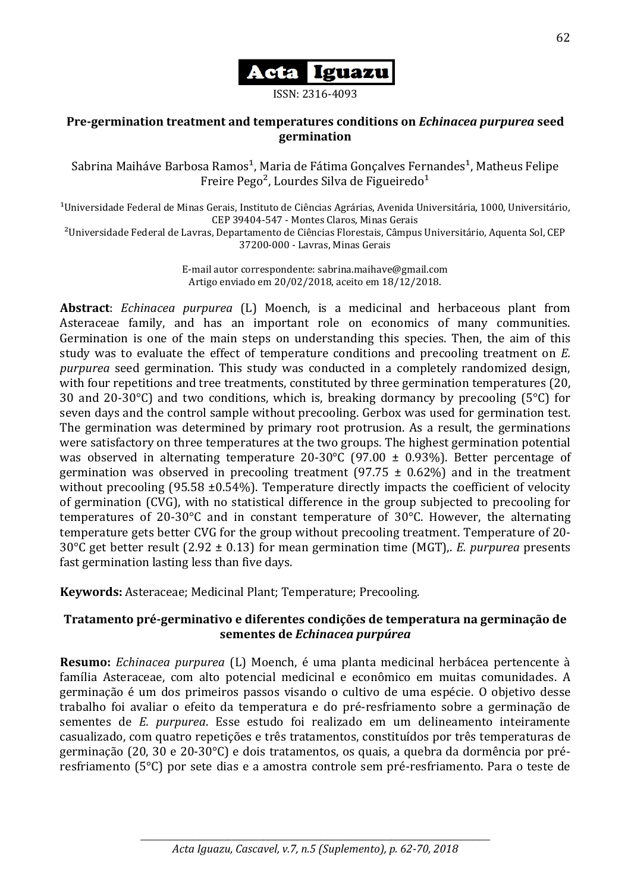**Acta Iguazu**

ISSN: 2316-4093

# Pre-germination treatment and temperatures conditions on *Echinacea purpurea* seed germination

Sabrina Maiháve Barbosa Ramos[1], Maria de Fátima Gonçalves Fernandes[1], Matheus Felipe Freire Pego[2], Lourdes Silva de Figueiredo[1]

[1]Universidade Federal de Minas Gerais, Instituto de Ciências Agrárias, Avenida Universitária, 1000, Universitário, CEP 39404-547 - Montes Claros, Minas Gerais
[2]Universidade Federal de Lavras, Departamento de Ciências Florestais, Câmpus Universitário, Aquenta Sol, CEP 37200-000 - Lavras, Minas Gerais

E-mail autor correspondente: sabrina.maihave@gmail.com
Artigo enviado em 20/02/2018, aceito em 18/12/2018.

**Abstract**: *Echinacea purpurea* (L) Moench, is a medicinal and herbaceous plant from Asteraceae family, and has an important role on economics of many communities. Germination is one of the main steps on understanding this species. Then, the aim of this study was to evaluate the effect of temperature conditions and precooling treatment on *E. purpurea* seed germination. This study was conducted in a completely randomized design, with four repetitions and tree treatments, constituted by three germination temperatures (20, 30 and 20-30°C) and two conditions, which is, breaking dormancy by precooling (5°C) for seven days and the control sample without precooling. Gerbox was used for germination test. The germination was determined by primary root protrusion. As a result, the germinations were satisfactory on three temperatures at the two groups. The highest germination potential was observed in alternating temperature 20-30°C (97.00 ± 0.93%). Better percentage of germination was observed in precooling treatment (97.75 ± 0.62%) and in the treatment without precooling (95.58 ±0.54%). Temperature directly impacts the coefficient of velocity of germination (CVG), with no statistical difference in the group subjected to precooling for temperatures of 20-30°C and in constant temperature of 30°C. However, the alternating temperature gets better CVG for the group without precooling treatment. Temperature of 20-30°C get better result (2.92 ± 0.13) for mean germination time (MGT),. *E. purpurea* presents fast germination lasting less than five days.

**Keywords:** Asteraceae; Medicinal Plant; Temperature; Precooling.

# Tratamento pré-germinativo e diferentes condições de temperatura na germinação de sementes de *Echinacea purpúrea*

**Resumo:** *Echinacea purpurea* (L) Moench, é uma planta medicinal herbácea pertencente à família Asteraceae, com alto potencial medicinal e econômico em muitas comunidades. A germinação é um dos primeiros passos visando o cultivo de uma espécie. O objetivo desse trabalho foi avaliar o efeito da temperatura e do pré-resfriamento sobre a germinação de sementes de *E. purpurea*. Esse estudo foi realizado em um delineamento inteiramente casualizado, com quatro repetições e três tratamentos, constituídos por três temperaturas de germinação (20, 30 e 20-30°C) e dois tratamentos, os quais, a quebra da dormência por pré-resfriamento (5°C) por sete dias e a amostra controle sem pré-resfriamento. Para o teste de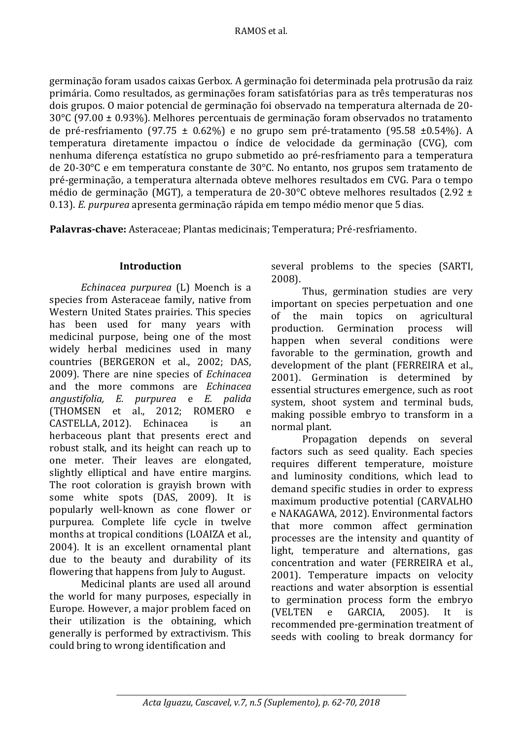germinação foram usados caixas Gerbox. A germinação foi determinada pela protrusão da raiz primária. Como resultados, as germinações foram satisfatórias para as três temperaturas nos dois grupos. O maior potencial de germinação foi observado na temperatura alternada de 20-30°C (97.00 ± 0.93%). Melhores percentuais de germinação foram observados no tratamento de pré-resfriamento (97.75 ± 0.62%) e no grupo sem pré-tratamento (95.58 ±0.54%). A temperatura diretamente impactou o índice de velocidade da germinação (CVG), com nenhuma diferença estatística no grupo submetido ao pré-resfriamento para a temperatura de 20-30°C e em temperatura constante de 30°C. No entanto, nos grupos sem tratamento de pré-germinação, a temperatura alternada obteve melhores resultados em CVG. Para o tempo médio de germinação (MGT), a temperatura de 20-30°C obteve melhores resultados (2.92 ± 0.13). *E. purpurea* apresenta germinação rápida em tempo médio menor que 5 dias.

**Palavras-chave:** Asteraceae; Plantas medicinais; Temperatura; Pré-resfriamento.

## Introduction

*Echinacea purpurea* (L) Moench is a species from Asteraceae family, native from Western United States prairies. This species has been used for many years with medicinal purpose, being one of the most widely herbal medicines used in many countries (BERGERON et al., 2002; DAS, 2009). There are nine species of *Echinacea* and the more commons are *Echinacea angustifolia, E. purpurea* e *E. palida* (THOMSEN et al., 2012; ROMERO e CASTELLA, 2012). Echinacea is an herbaceous plant that presents erect and robust stalk, and its height can reach up to one meter. Their leaves are elongated, slightly elliptical and have entire margins. The root coloration is grayish brown with some white spots (DAS, 2009). It is popularly well-known as cone flower or purpurea. Complete life cycle in twelve months at tropical conditions (LOAIZA et al., 2004). It is an excellent ornamental plant due to the beauty and durability of its flowering that happens from July to August.

Medicinal plants are used all around the world for many purposes, especially in Europe. However, a major problem faced on their utilization is the obtaining, which generally is performed by extractivism. This could bring to wrong identification and several problems to the species (SARTI, 2008).

Thus, germination studies are very important on species perpetuation and one of the main topics on agricultural production. Germination process will happen when several conditions were favorable to the germination, growth and development of the plant (FERREIRA et al., 2001). Germination is determined by essential structures emergence, such as root system, shoot system and terminal buds, making possible embryo to transform in a normal plant.

Propagation depends on several factors such as seed quality. Each species requires different temperature, moisture and luminosity conditions, which lead to demand specific studies in order to express maximum productive potential (CARVALHO e NAKAGAWA, 2012). Environmental factors that more common affect germination processes are the intensity and quantity of light, temperature and alternations, gas concentration and water (FERREIRA et al., 2001). Temperature impacts on velocity reactions and water absorption is essential to germination process form the embryo (VELTEN e GARCIA, 2005). It is recommended pre-germination treatment of seeds with cooling to break dormancy for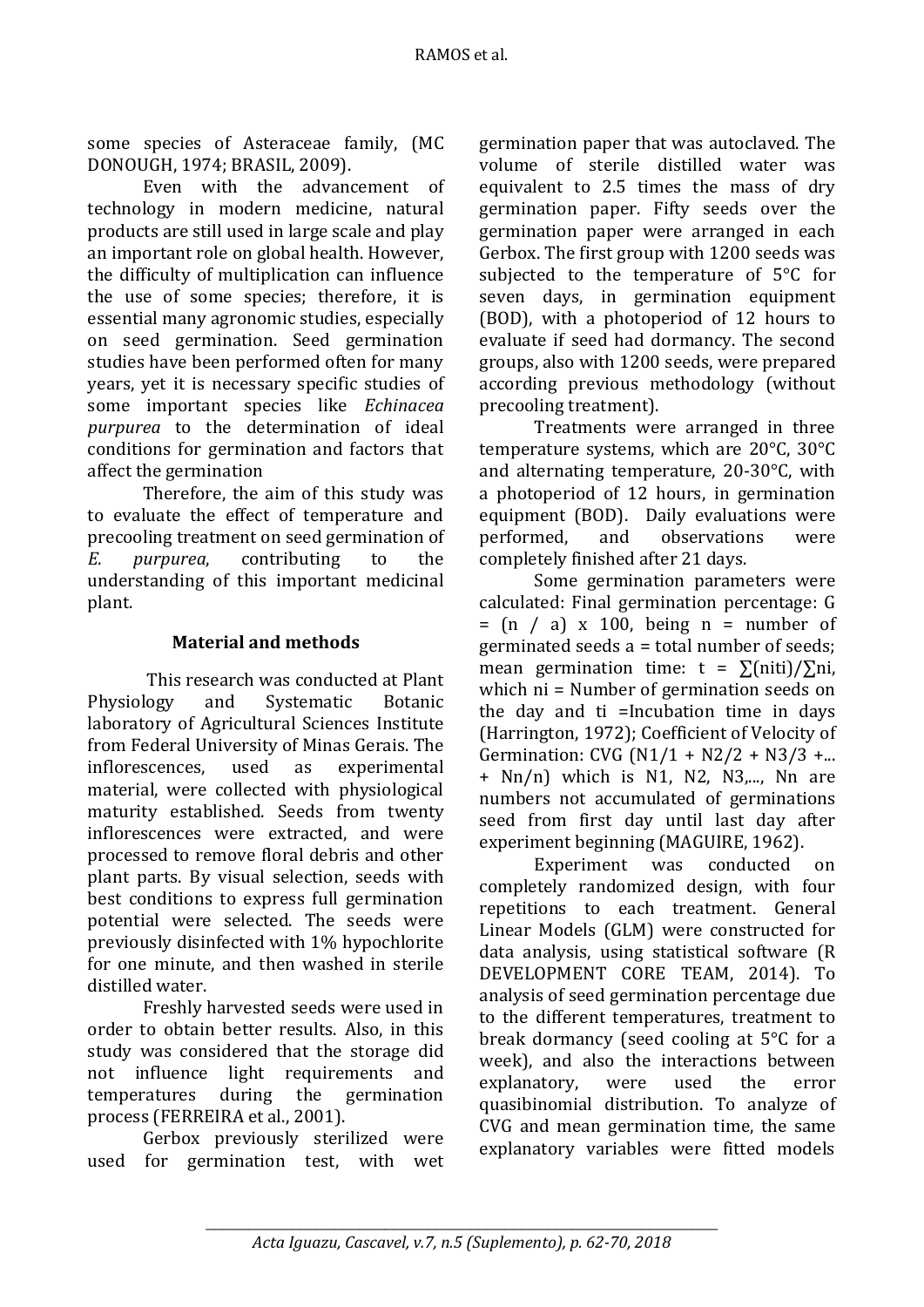some species of Asteraceae family, (MC DONOUGH, 1974; BRASIL, 2009).

Even with the advancement of technology in modern medicine, natural products are still used in large scale and play an important role on global health. However, the difficulty of multiplication can influence the use of some species; therefore, it is essential many agronomic studies, especially on seed germination. Seed germination studies have been performed often for many years, yet it is necessary specific studies of some important species like *Echinacea purpurea* to the determination of ideal conditions for germination and factors that affect the germination

Therefore, the aim of this study was to evaluate the effect of temperature and precooling treatment on seed germination of *E. purpurea*, contributing to the understanding of this important medicinal plant.

## Material and methods

This research was conducted at Plant Physiology and Systematic Botanic laboratory of Agricultural Sciences Institute from Federal University of Minas Gerais. The inflorescences, used as experimental material, were collected with physiological maturity established. Seeds from twenty inflorescences were extracted, and were processed to remove floral debris and other plant parts. By visual selection, seeds with best conditions to express full germination potential were selected. The seeds were previously disinfected with 1% hypochlorite for one minute, and then washed in sterile distilled water.

Freshly harvested seeds were used in order to obtain better results. Also, in this study was considered that the storage did not influence light requirements and temperatures during the germination process (FERREIRA et al., 2001).

Gerbox previously sterilized were used for germination test, with wet germination paper that was autoclaved. The volume of sterile distilled water was equivalent to 2.5 times the mass of dry germination paper. Fifty seeds over the germination paper were arranged in each Gerbox. The first group with 1200 seeds was subjected to the temperature of 5°C for seven days, in germination equipment (BOD), with a photoperiod of 12 hours to evaluate if seed had dormancy. The second groups, also with 1200 seeds, were prepared according previous methodology (without precooling treatment).

Treatments were arranged in three temperature systems, which are 20°C, 30°C and alternating temperature, 20-30°C, with a photoperiod of 12 hours, in germination equipment (BOD). Daily evaluations were performed, and observations were completely finished after 21 days.

Some germination parameters were calculated: Final germination percentage: $G = (n / a) \times 100$, being n = number of germinated seeds a = total number of seeds; mean germination time: $t = \sum(n_i t_i)/\sum n_i$, which $n_i$ = Number of germination seeds on the day and $t_i$ =Incubation time in days (Harrington, 1972); Coefficient of Velocity of Germination: CVG $(N1/1 + N2/2 + N3/3 + ... + Nn/n)$ which is N1, N2, N3,..., Nn are numbers not accumulated of germinations seed from first day until last day after experiment beginning (MAGUIRE, 1962).

Experiment was conducted on completely randomized design, with four repetitions to each treatment. General Linear Models (GLM) were constructed for data analysis, using statistical software (R DEVELOPMENT CORE TEAM, 2014). To analysis of seed germination percentage due to the different temperatures, treatment to break dormancy (seed cooling at 5°C for a week), and also the interactions between explanatory, were used the error quasibinomial distribution. To analyze of CVG and mean germination time, the same explanatory variables were fitted models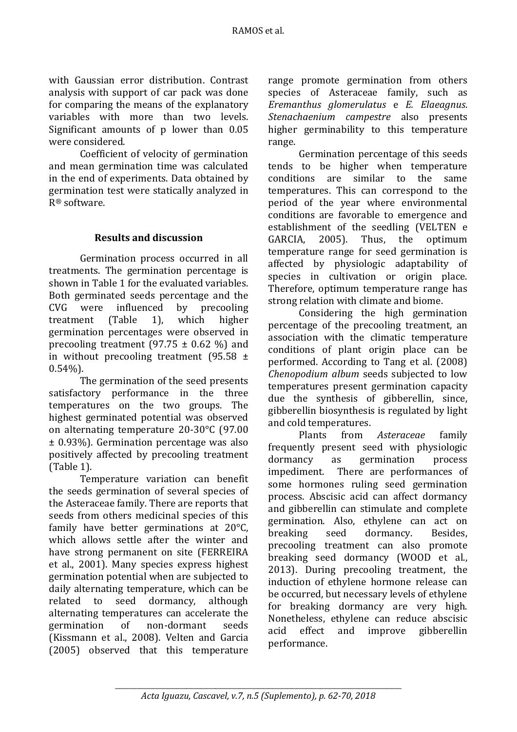with Gaussian error distribution. Contrast analysis with support of car pack was done for comparing the means of the explanatory variables with more than two levels. Significant amounts of p lower than 0.05 were considered.

Coefficient of velocity of germination and mean germination time was calculated in the end of experiments. Data obtained by germination test were statically analyzed in R® software.

## Results and discussion

Germination process occurred in all treatments. The germination percentage is shown in Table 1 for the evaluated variables. Both germinated seeds percentage and the CVG were influenced by precooling treatment (Table 1), which higher germination percentages were observed in precooling treatment (97.75 ± 0.62 %) and in without precooling treatment (95.58 ± 0.54%).

The germination of the seed presents satisfactory performance in the three temperatures on the two groups. The highest germinated potential was observed on alternating temperature 20-30°C (97.00 ± 0.93%). Germination percentage was also positively affected by precooling treatment (Table 1).

Temperature variation can benefit the seeds germination of several species of the Asteraceae family. There are reports that seeds from others medicinal species of this family have better germinations at 20°C, which allows settle after the winter and have strong permanent on site (FERREIRA et al., 2001). Many species express highest germination potential when are subjected to daily alternating temperature, which can be related to seed dormancy, although alternating temperatures can accelerate the germination of non-dormant seeds (Kissmann et al., 2008). Velten and Garcia (2005) observed that this temperature range promote germination from others species of Asteraceae family, such as *Eremanthus glomerulatus* e *E. Elaeagnus*. *Stenachaenium campestre* also presents higher germinability to this temperature range.

Germination percentage of this seeds tends to be higher when temperature conditions are similar to the same temperatures. This can correspond to the period of the year where environmental conditions are favorable to emergence and establishment of the seedling (VELTEN e GARCIA, 2005). Thus, the optimum temperature range for seed germination is affected by physiologic adaptability of species in cultivation or origin place. Therefore, optimum temperature range has strong relation with climate and biome.

Considering the high germination percentage of the precooling treatment, an association with the climatic temperature conditions of plant origin place can be performed. According to Tang et al. (2008) *Chenopodium album* seeds subjected to low temperatures present germination capacity due the synthesis of gibberellin, since, gibberellin biosynthesis is regulated by light and cold temperatures.

Plants from *Asteraceae* family frequently present seed with physiologic dormancy as germination process impediment. There are performances of some hormones ruling seed germination process. Abscisic acid can affect dormancy and gibberellin can stimulate and complete germination. Also, ethylene can act on breaking seed dormancy. Besides, precooling treatment can also promote breaking seed dormancy (WOOD et al., 2013). During precooling treatment, the induction of ethylene hormone release can be occurred, but necessary levels of ethylene for breaking dormancy are very high. Nonetheless, ethylene can reduce abscisic acid effect and improve gibberellin performance.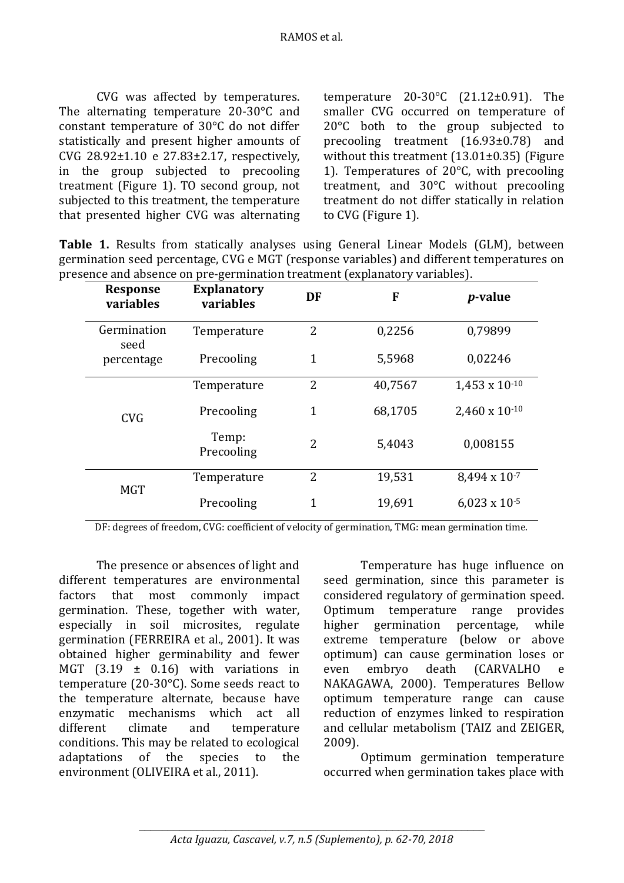CVG was affected by temperatures. The alternating temperature 20-30°C and constant temperature of 30°C do not differ statistically and present higher amounts of CVG 28.92±1.10 e 27.83±2.17, respectively, in the group subjected to precooling treatment (Figure 1). TO second group, not subjected to this treatment, the temperature that presented higher CVG was alternating temperature 20-30°C (21.12±0.91). The smaller CVG occurred on temperature of 20°C both to the group subjected to precooling treatment (16.93±0.78) and without this treatment (13.01±0.35) (Figure 1). Temperatures of 20°C, with precooling treatment, and 30°C without precooling treatment do not differ statically in relation to CVG (Figure 1).

**Table 1.** Results from statically analyses using General Linear Models (GLM), between germination seed percentage, CVG e MGT (response variables) and different temperatures on presence and absence on pre-germination treatment (explanatory variables).

| Response variables | Explanatory variables | DF | F | *p*-value |
|---|---|---|---|---|
| Germination seed percentage | Temperature | 2 | 0,2256 | 0,79899 |
| | Precooling | 1 | 5,5968 | 0,02246 |
| CVG | Temperature | 2 | 40,7567 | $1,453 \times 10^{-10}$ |
| | Precooling | 1 | 68,1705 | $2,460 \times 10^{-10}$ |
| | Temp: Precooling | 2 | 5,4043 | 0,008155 |
| MGT | Temperature | 2 | 19,531 | $8,494 \times 10^{-7}$ |
| | Precooling | 1 | 19,691 | $6,023 \times 10^{-5}$ |

DF: degrees of freedom, CVG: coefficient of velocity of germination, TMG: mean germination time.

The presence or absences of light and different temperatures are environmental factors that most commonly impact germination. These, together with water, especially in soil microsites, regulate germination (FERREIRA et al., 2001). It was obtained higher germinability and fewer MGT (3.19 ± 0.16) with variations in temperature (20-30°C). Some seeds react to the temperature alternate, because have enzymatic mechanisms which act all different climate and temperature conditions. This may be related to ecological adaptations of the species to the environment (OLIVEIRA et al., 2011).

Temperature has huge influence on seed germination, since this parameter is considered regulatory of germination speed. Optimum temperature range provides higher germination percentage, while extreme temperature (below or above optimum) can cause germination loses or even embryo death (CARVALHO e NAKAGAWA, 2000). Temperatures Bellow optimum temperature range can cause reduction of enzymes linked to respiration and cellular metabolism (TAIZ and ZEIGER, 2009).

Optimum germination temperature occurred when germination takes place with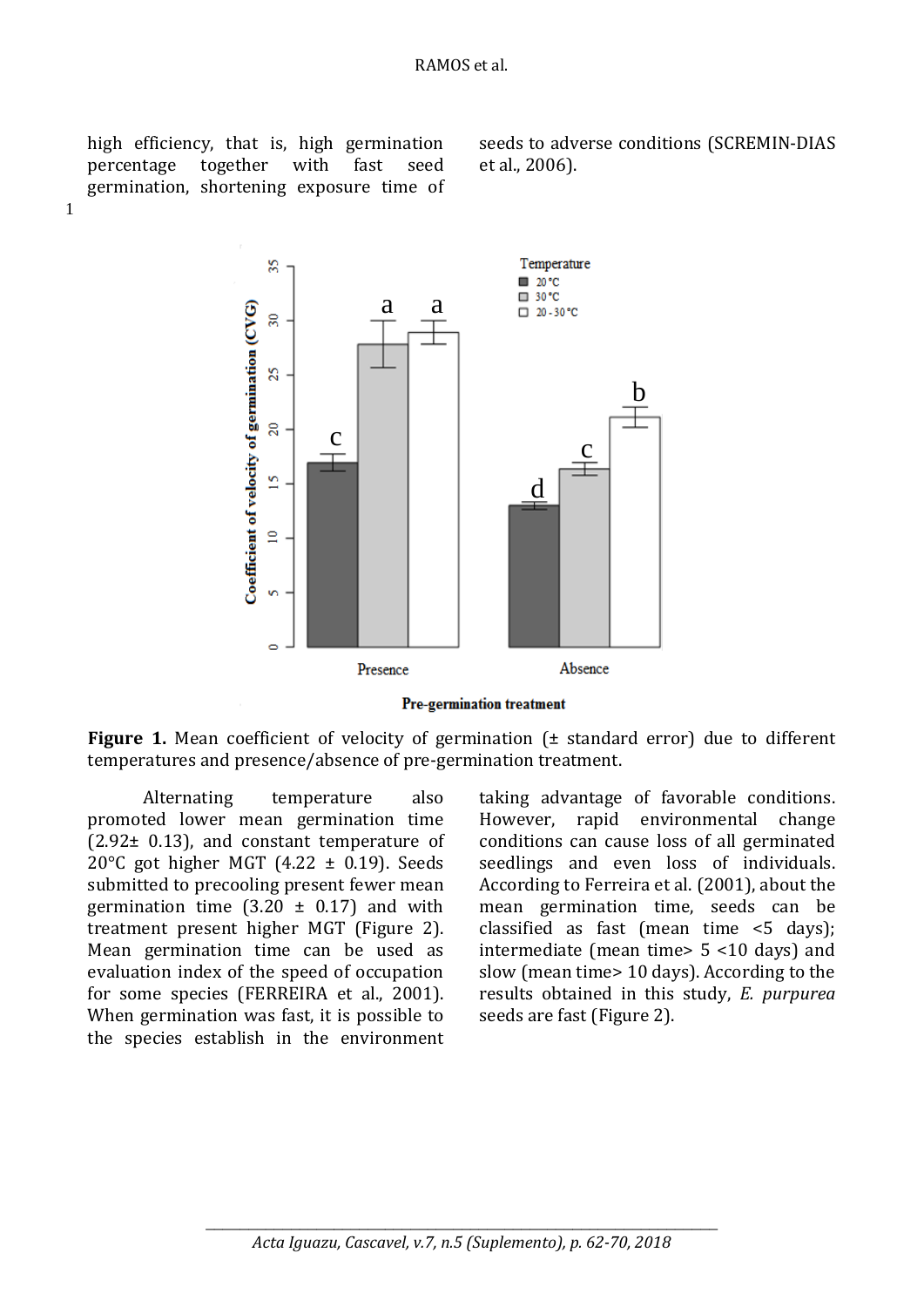high efficiency, that is, high germination percentage together with fast seed germination, shortening exposure time of seeds to adverse conditions (SCREMIN-DIAS et al., 2006).

**Figure 1.** Mean coefficient of velocity of germination (± standard error) due to different temperatures and presence/absence of pre-germination treatment.

Alternating temperature also promoted lower mean germination time (2.92± 0.13), and constant temperature of 20°C got higher MGT (4.22 ± 0.19). Seeds submitted to precooling present fewer mean germination time (3.20 ± 0.17) and with treatment present higher MGT (Figure 2). Mean germination time can be used as evaluation index of the speed of occupation for some species (FERREIRA et al., 2001). When germination was fast, it is possible to the species establish in the environment taking advantage of favorable conditions. However, rapid environmental change conditions can cause loss of all germinated seedlings and even loss of individuals. According to Ferreira et al. (2001), about the mean germination time, seeds can be classified as fast (mean time <5 days); intermediate (mean time> 5 <10 days) and slow (mean time> 10 days). According to the results obtained in this study, *E. purpurea* seeds are fast (Figure 2).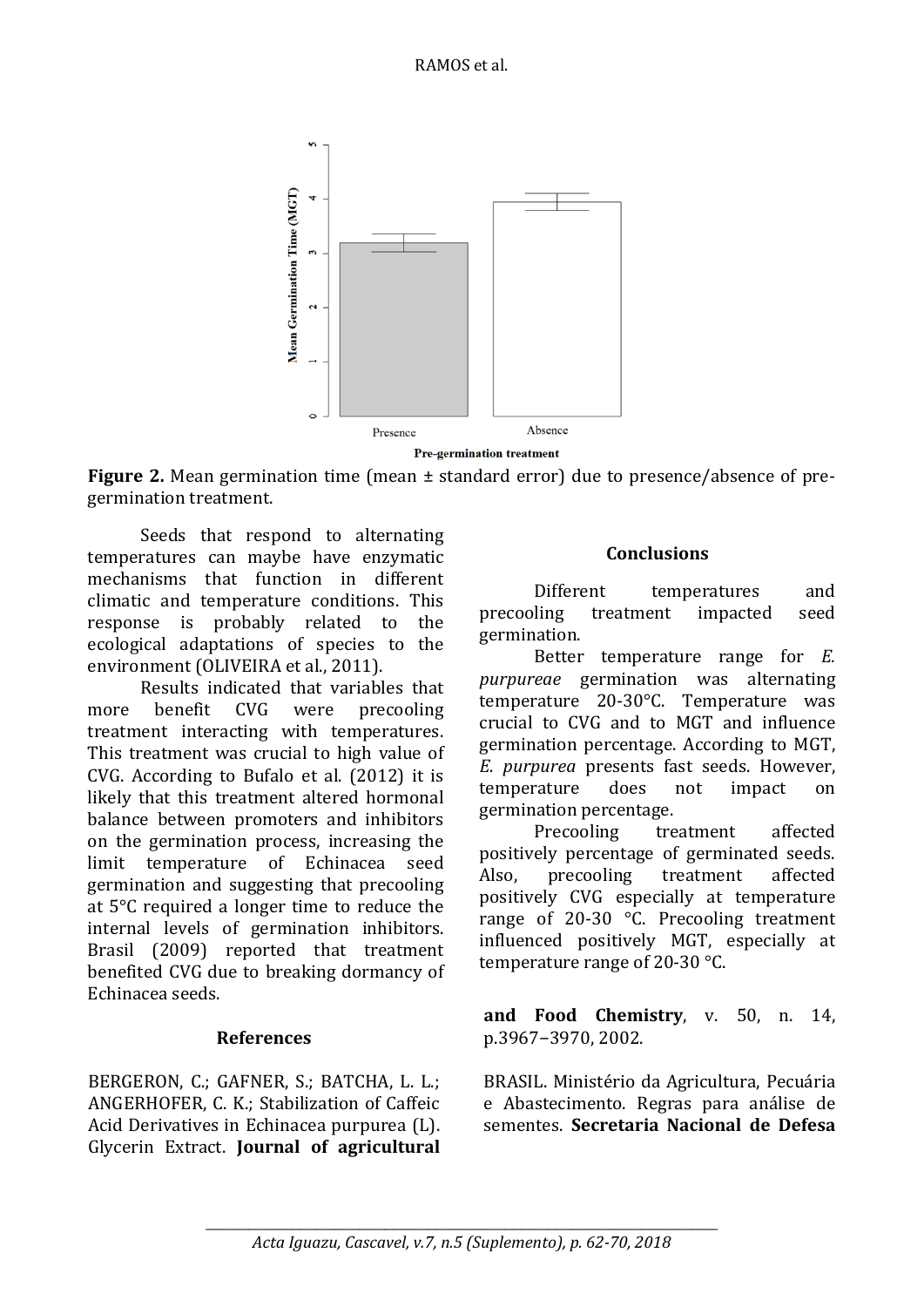**Figure 2.** Mean germination time (mean ± standard error) due to presence/absence of pre-germination treatment.

Seeds that respond to alternating temperatures can maybe have enzymatic mechanisms that function in different climatic and temperature conditions. This response is probably related to the ecological adaptations of species to the environment (OLIVEIRA et al., 2011).

Results indicated that variables that more benefit CVG were precooling treatment interacting with temperatures. This treatment was crucial to high value of CVG. According to Bufalo et al. (2012) it is likely that this treatment altered hormonal balance between promoters and inhibitors on the germination process, increasing the limit temperature of Echinacea seed germination and suggesting that precooling at 5°C required a longer time to reduce the internal levels of germination inhibitors. Brasil (2009) reported that treatment benefited CVG due to breaking dormancy of Echinacea seeds.

## Conclusions

Different temperatures and precooling treatment impacted seed germination.

Better temperature range for *E. purpureae* germination was alternating temperature 20-30°C. Temperature was crucial to CVG and to MGT and influence germination percentage. According to MGT, *E. purpurea* presents fast seeds. However, temperature does not impact on germination percentage.

Precooling treatment affected positively percentage of germinated seeds. Also, precooling treatment affected positively CVG especially at temperature range of 20-30 °C. Precooling treatment influenced positively MGT, especially at temperature range of 20-30 °C.

## References

BERGERON, C.; GAFNER, S.; BATCHA, L. L.; ANGERHOFER, C. K.; Stabilization of Caffeic Acid Derivatives in Echinacea purpurea (L). Glycerin Extract. **Journal of agricultural and Food Chemistry**, v. 50, n. 14, p.3967−3970, 2002.

BRASIL. Ministério da Agricultura, Pecuária e Abastecimento. Regras para análise de sementes. **Secretaria Nacional de Defesa**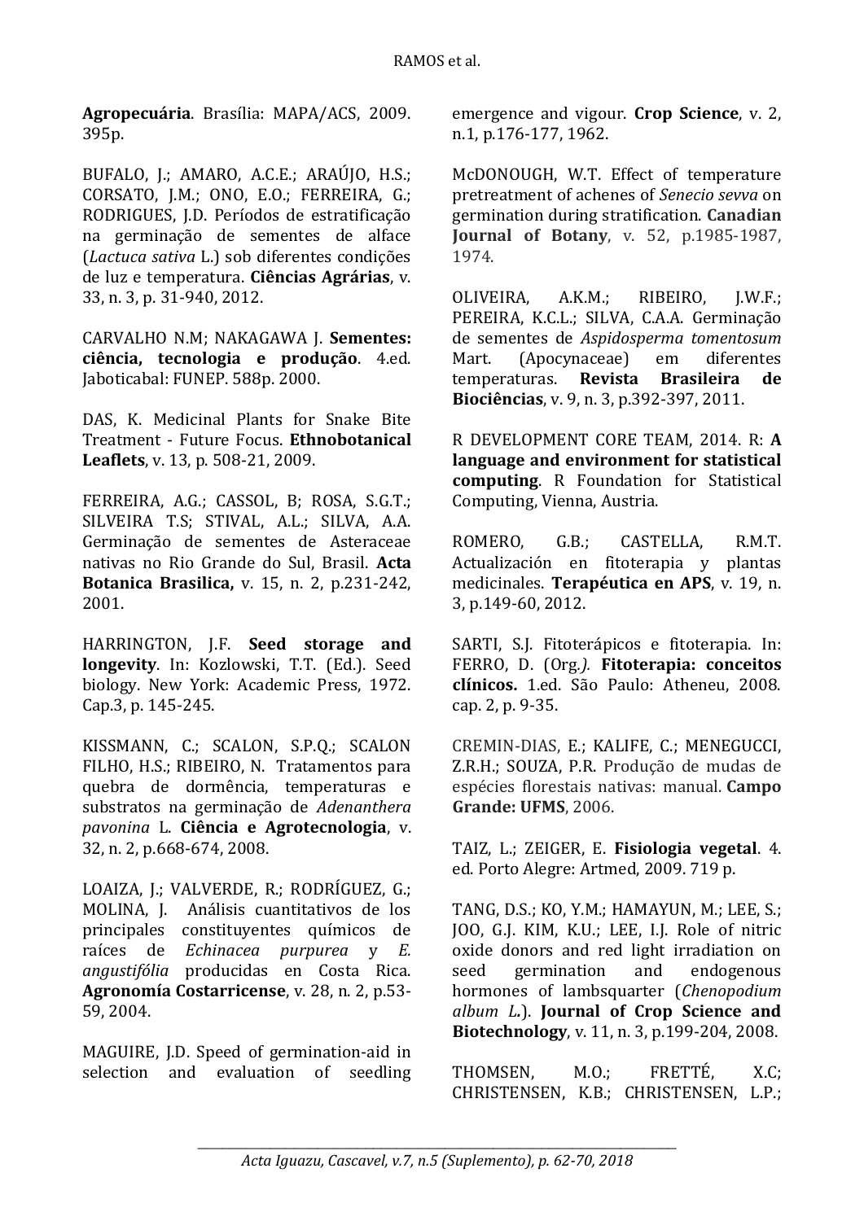**Agropecuária**. Brasília: MAPA/ACS, 2009. 395p.

BUFALO, J.; AMARO, A.C.E.; ARAÚJO, H.S.; CORSATO, J.M.; ONO, E.O.; FERREIRA, G.; RODRIGUES, J.D. Períodos de estratificação na germinação de sementes de alface (*Lactuca sativa* L.) sob diferentes condições de luz e temperatura. **Ciências Agrárias**, v. 33, n. 3, p. 31-940, 2012.

CARVALHO N.M; NAKAGAWA J. **Sementes: ciência, tecnologia e produção**. 4.ed. Jaboticabal: FUNEP. 588p. 2000.

DAS, K. Medicinal Plants for Snake Bite Treatment - Future Focus. **Ethnobotanical Leaflets**, v. 13, p. 508-21, 2009.

FERREIRA, A.G.; CASSOL, B; ROSA, S.G.T.; SILVEIRA T.S; STIVAL, A.L.; SILVA, A.A. Germinação de sementes de Asteraceae nativas no Rio Grande do Sul, Brasil. **Acta Botanica Brasilica,** v. 15, n. 2, p.231-242, 2001.

HARRINGTON, J.F. **Seed storage and longevity**. In: Kozlowski, T.T. (Ed.). Seed biology. New York: Academic Press, 1972. Cap.3, p. 145-245.

KISSMANN, C.; SCALON, S.P.Q.; SCALON FILHO, H.S.; RIBEIRO, N. Tratamentos para quebra de dormência, temperaturas e substratos na germinação de *Adenanthera pavonina* L. **Ciência e Agrotecnologia**, v. 32, n. 2, p.668-674, 2008.

LOAIZA, J.; VALVERDE, R.; RODRÍGUEZ, G.; MOLINA, J. Análisis cuantitativos de los principales constituyentes químicos de raíces de *Echinacea purpurea* y *E. angustifólia* producidas en Costa Rica. **Agronomía Costarricense**, v. 28, n. 2, p.53-59, 2004.

MAGUIRE, J.D. Speed of germination-aid in selection and evaluation of seedling emergence and vigour. **Crop Science**, v. 2, n.1, p.176-177, 1962.

McDONOUGH, W.T. Effect of temperature pretreatment of achenes of *Senecio sevva* on germination during stratification. **Canadian Journal of Botany**, v. 52, p.1985-1987, 1974.

OLIVEIRA, A.K.M.; RIBEIRO, J.W.F.; PEREIRA, K.C.L.; SILVA, C.A.A. Germinação de sementes de *Aspidosperma tomentosum* Mart. (Apocynaceae) em diferentes temperaturas. **Revista Brasileira de Biociências**, v. 9, n. 3, p.392-397, 2011.

R DEVELOPMENT CORE TEAM, 2014. R: **A language and environment for statistical computing**. R Foundation for Statistical Computing, Vienna, Austria.

ROMERO, G.B.; CASTELLA, R.M.T. Actualización en fitoterapia y plantas medicinales. **Terapéutica en APS**, v. 19, n. 3, p.149-60, 2012.

SARTI, S.J. Fitoterápicos e fitoterapia. In: FERRO, D. (Org*.).* **Fitoterapia: conceitos clínicos.** 1.ed. São Paulo: Atheneu, 2008. cap. 2, p. 9-35.

CREMIN-DIAS, E.; KALIFE, C.; MENEGUCCI, Z.R.H.; SOUZA, P.R. Produção de mudas de espécies florestais nativas: manual. **Campo Grande: UFMS**, 2006.

TAIZ, L.; ZEIGER, E. **Fisiologia vegetal**. 4. ed. Porto Alegre: Artmed, 2009. 719 p.

TANG, D.S.; KO, Y.M.; HAMAYUN, M.; LEE, S.; JOO, G.J. KIM, K.U.; LEE, I.J. Role of nitric oxide donors and red light irradiation on seed germination and endogenous hormones of lambsquarter (*Chenopodium album L.*). **Journal of Crop Science and Biotechnology**, v. 11, n. 3, p.199-204, 2008.

THOMSEN, M.O.; FRETTÉ, X.C; CHRISTENSEN, K.B.; CHRISTENSEN, L.P.;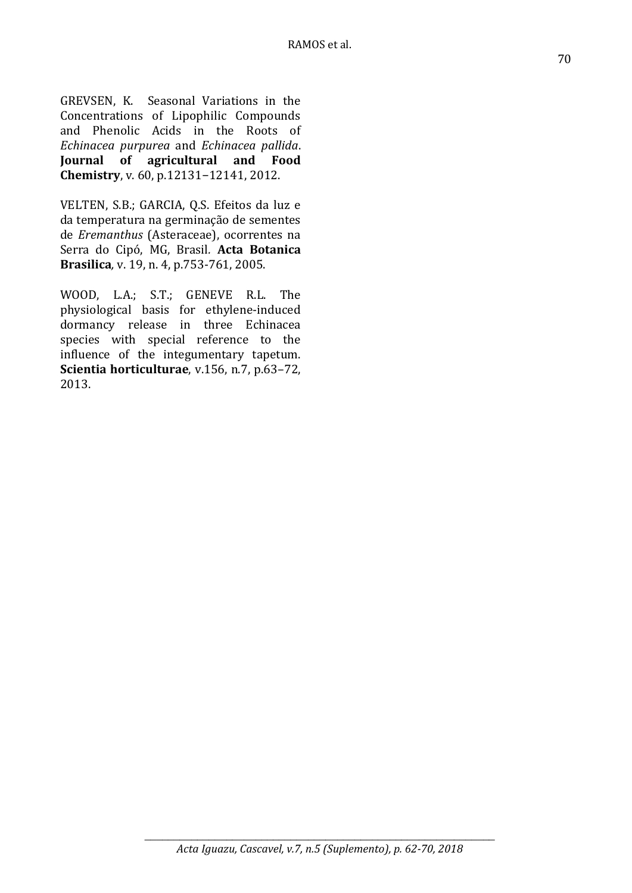GREVSEN, K. Seasonal Variations in the Concentrations of Lipophilic Compounds and Phenolic Acids in the Roots of *Echinacea purpurea* and *Echinacea pallida*. **Journal of agricultural and Food Chemistry**, v. 60, p.12131−12141, 2012.

VELTEN, S.B.; GARCIA, Q.S. Efeitos da luz e da temperatura na germinação de sementes de *Eremanthus* (Asteraceae), ocorrentes na Serra do Cipó, MG, Brasil. **Acta Botanica Brasilica**, v. 19, n. 4, p.753-761, 2005.

WOOD, L.A.; S.T.; GENEVE R.L. The physiological basis for ethylene-induced dormancy release in three Echinacea species with special reference to the influence of the integumentary tapetum. **Scientia horticulturae**, v.156, n.7, p.63–72, 2013.